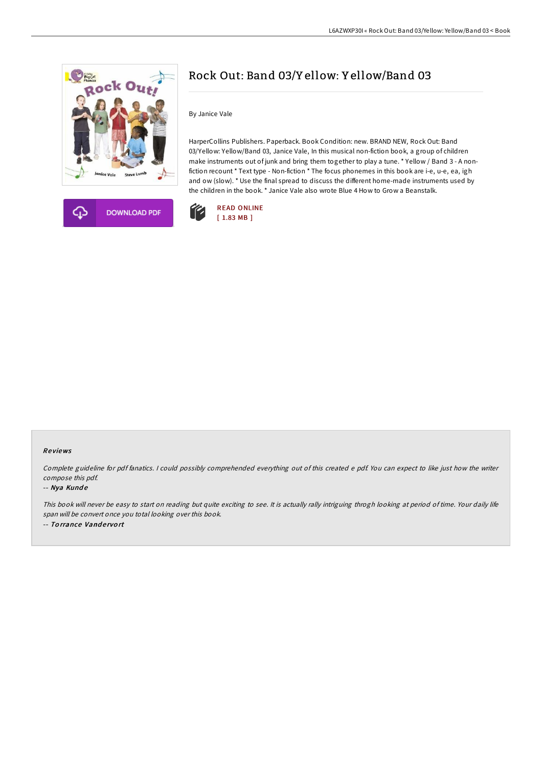# Rock Out: Band 03/Yellow: Yellow/Band 03

By Janice Vale

HarperCollins Publishers. Paperback. Book Condition: new. BRAND NEW, Rock Out: Band 03/Yellow: Yellow/Band 03, Janice Vale, In this musical non-fiction book, a group of children make instruments out of junk and bring them together to play a tune. * Yellow / Band 3 - A non-fiction recount * Text type - Non-fiction * The focus phonemes in this book are i-e, u-e, ea, igh and ow (slow). * Use the final spread to discuss the different home-made instruments used by the children in the book. * Janice Vale also wrote Blue 4 How to Grow a Beanstalk.

DOWNLOAD PDF

READ ONLINE
[ 1.83 MB ]

### Reviews

*Complete guideline for pdf fanatics. I could possibly comprehended everything out of this created e pdf. You can expect to like just how the writer compose this pdf.*

-- ***Nya Kunde***

*This book will never be easy to start on reading but quite exciting to see. It is actually rally intriguing throgh looking at period of time. Your daily life span will be convert once you total looking over this book.*

-- ***Torrance Vandervort***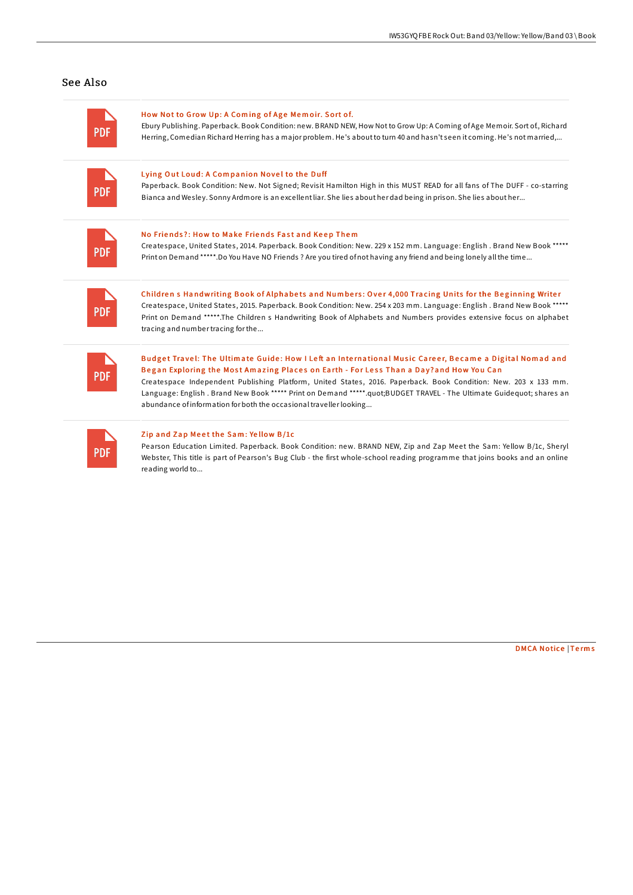## See Also

### How Not to Grow Up: A Coming of Age Memoir. Sort of.

Ebury Publishing. Paperback. Book Condition: new. BRAND NEW, How Not to Grow Up: A Coming of Age Memoir. Sort of., Richard Herring, Comedian Richard Herring has a major problem. He's about to turn 40 and hasn't seen it coming. He's not married,...

### Lying Out Loud: A Companion Novel to the Duff

Paperback. Book Condition: New. Not Signed; Revisit Hamilton High in this MUST READ for all fans of The DUFF - co-starring Bianca and Wesley. Sonny Ardmore is an excellent liar. She lies about her dad being in prison. She lies about her...

### No Friends?: How to Make Friends Fast and Keep Them

Createspace, United States, 2014. Paperback. Book Condition: New. 229 x 152 mm. Language: English . Brand New Book ***** Print on Demand *****.Do You Have NO Friends ? Are you tired of not having any friend and being lonely all the time...

### Children s Handwriting Book of Alphabets and Numbers: Over 4,000 Tracing Units for the Beginning Writer

Createspace, United States, 2015. Paperback. Book Condition: New. 254 x 203 mm. Language: English . Brand New Book ***** Print on Demand *****.The Children s Handwriting Book of Alphabets and Numbers provides extensive focus on alphabet tracing and number tracing for the...

### Budget Travel: The Ultimate Guide: How I Left an International Music Career, Became a Digital Nomad and Began Exploring the Most Amazing Places on Earth - For Less Than a Day?and How You Can

Createspace Independent Publishing Platform, United States, 2016. Paperback. Book Condition: New. 203 x 133 mm. Language: English . Brand New Book ***** Print on Demand *****.quot;BUDGET TRAVEL - The Ultimate Guidequot; shares an abundance of information for both the occasional traveller looking...

### Zip and Zap Meet the Sam: Yellow B/1c

Pearson Education Limited. Paperback. Book Condition: new. BRAND NEW, Zip and Zap Meet the Sam: Yellow B/1c, Sheryl Webster, This title is part of Pearson's Bug Club - the first whole-school reading programme that joins books and an online reading world to...